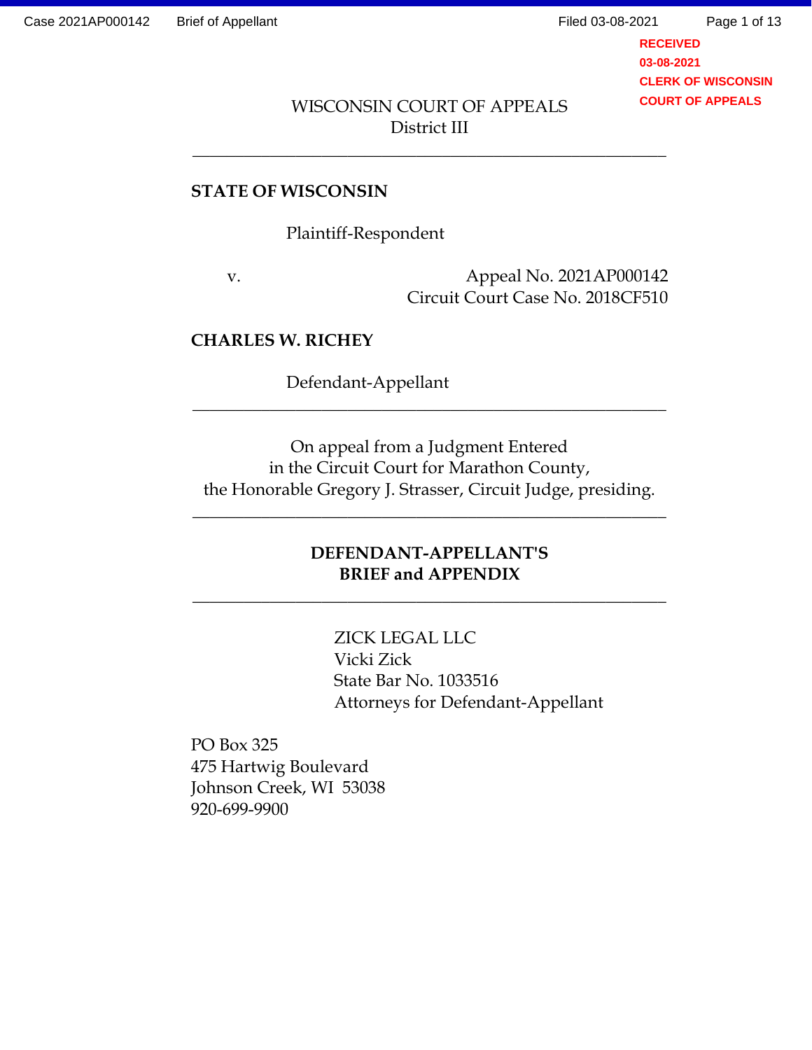WISCONSIN COURT OF APPEALS
District III

---

**STATE OF WISCONSIN**

Plaintiff-Respondent

v.

Appeal No. 2021AP000142
Circuit Court Case No. 2018CF510

**CHARLES W. RICHEY**

Defendant-Appellant

---

On appeal from a Judgment Entered
in the Circuit Court for Marathon County,
the Honorable Gregory J. Strasser, Circuit Judge, presiding.

---

**DEFENDANT-APPELLANT'S**
**BRIEF and APPENDIX**

---

ZICK LEGAL LLC
Vicki Zick
State Bar No. 1033516
Attorneys for Defendant-Appellant

PO Box 325
475 Hartwig Boulevard
Johnson Creek, WI 53038
920-699-9900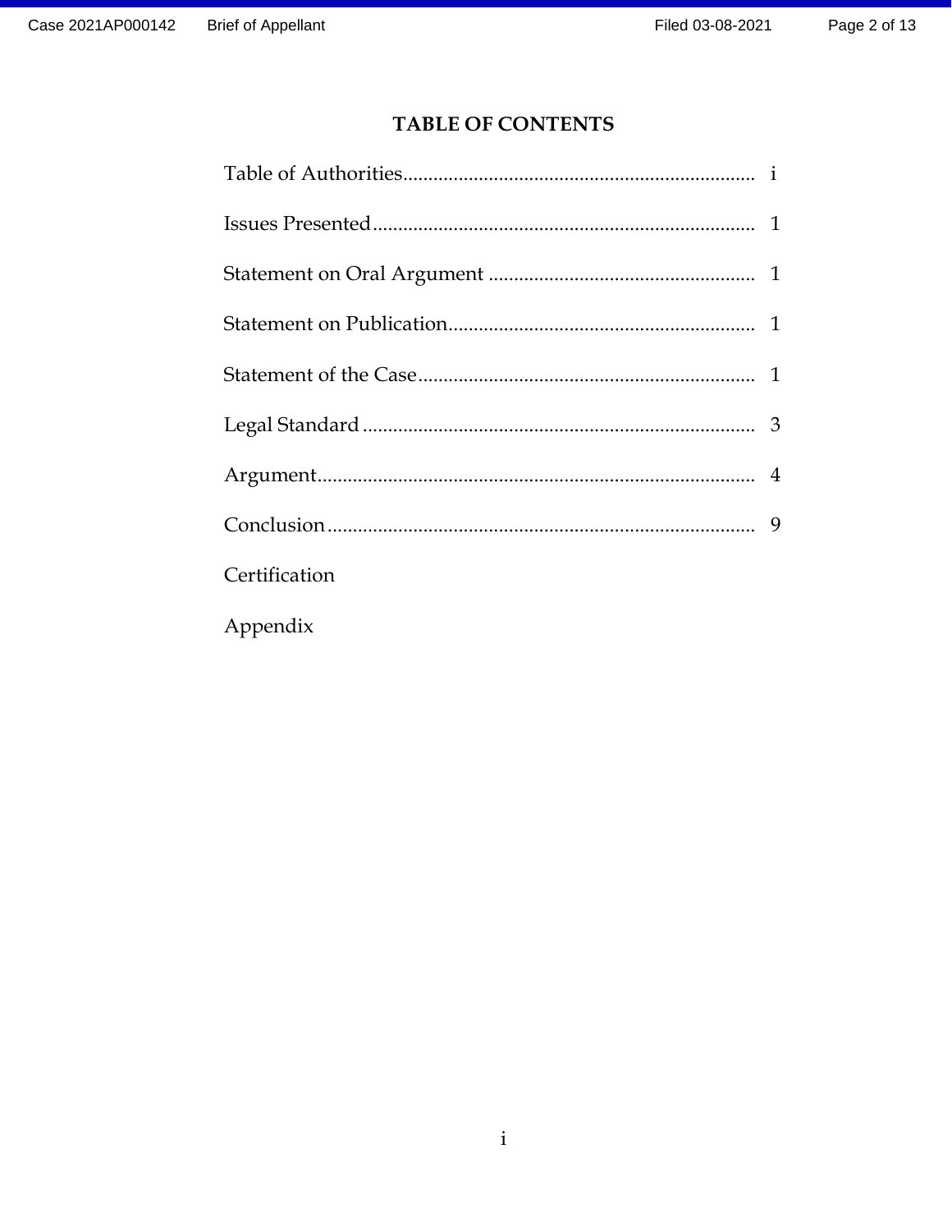## TABLE OF CONTENTS

| | |
|---|---|
| Table of Authorities | i |
| Issues Presented | 1 |
| Statement on Oral Argument | 1 |
| Statement on Publication | 1 |
| Statement of the Case | 1 |
| Legal Standard | 3 |
| Argument | 4 |
| Conclusion | 9 |
| Certification | |
| Appendix | |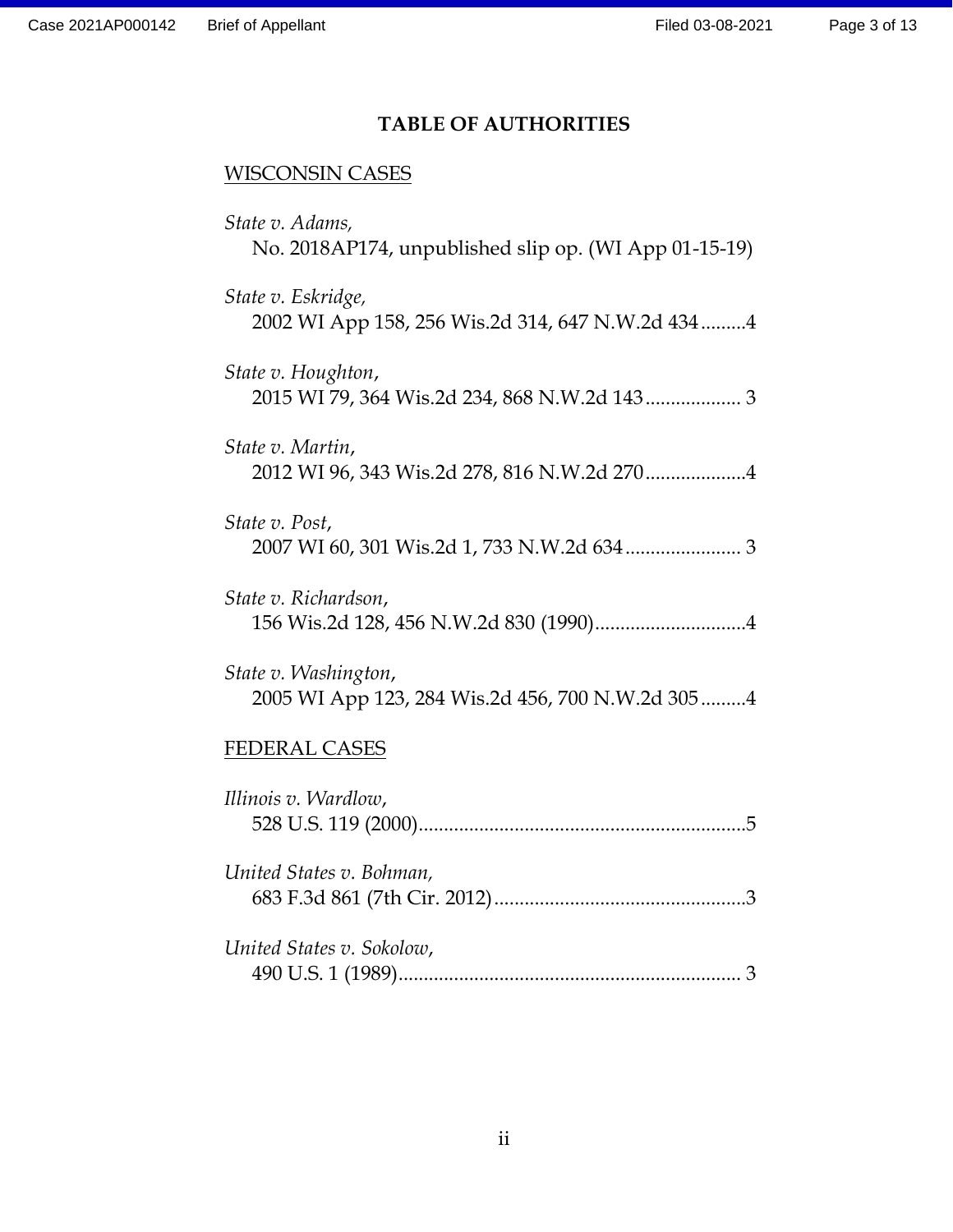## TABLE OF AUTHORITIES

WISCONSIN CASES

*State v. Adams,*
No. 2018AP174, unpublished slip op. (WI App 01-15-19)

*State v. Eskridge,*
2002 WI App 158, 256 Wis.2d 314, 647 N.W.2d 434.........4

*State v. Houghton*,
2015 WI 79, 364 Wis.2d 234, 868 N.W.2d 143.................. 3

*State v. Martin*,
2012 WI 96, 343 Wis.2d 278, 816 N.W.2d 270...................4

*State v. Post*,
2007 WI 60, 301 Wis.2d 1, 733 N.W.2d 634...................... 3

*State v. Richardson*,
156 Wis.2d 128, 456 N.W.2d 830 (1990).............................4

*State v. Washington*,
2005 WI App 123, 284 Wis.2d 456, 700 N.W.2d 305.........4

FEDERAL CASES

*Illinois v. Wardlow*,
528 U.S. 119 (2000)................................................................5

*United States v. Bohman,*
683 F.3d 861 (7th Cir. 2012).................................................3

*United States v. Sokolow*,
490 U.S. 1 (1989)................................................................... 3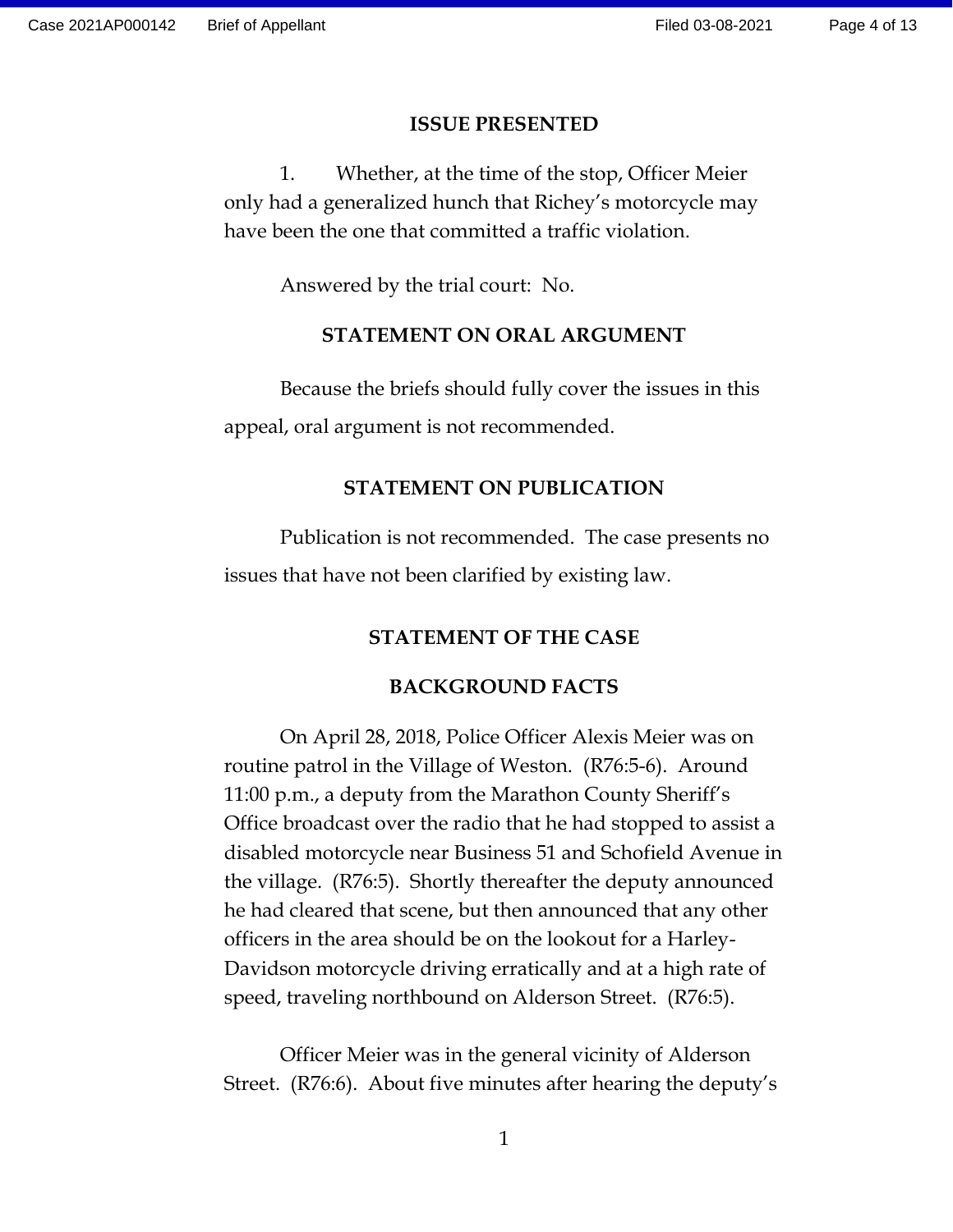## ISSUE PRESENTED

1. Whether, at the time of the stop, Officer Meier only had a generalized hunch that Richey's motorcycle may have been the one that committed a traffic violation.

Answered by the trial court: No.

## STATEMENT ON ORAL ARGUMENT

Because the briefs should fully cover the issues in this appeal, oral argument is not recommended.

## STATEMENT ON PUBLICATION

Publication is not recommended. The case presents no issues that have not been clarified by existing law.

## STATEMENT OF THE CASE

### BACKGROUND FACTS

On April 28, 2018, Police Officer Alexis Meier was on routine patrol in the Village of Weston. (R76:5-6). Around 11:00 p.m., a deputy from the Marathon County Sheriff's Office broadcast over the radio that he had stopped to assist a disabled motorcycle near Business 51 and Schofield Avenue in the village. (R76:5). Shortly thereafter the deputy announced he had cleared that scene, but then announced that any other officers in the area should be on the lookout for a Harley-Davidson motorcycle driving erratically and at a high rate of speed, traveling northbound on Alderson Street. (R76:5).

Officer Meier was in the general vicinity of Alderson Street. (R76:6). About five minutes after hearing the deputy's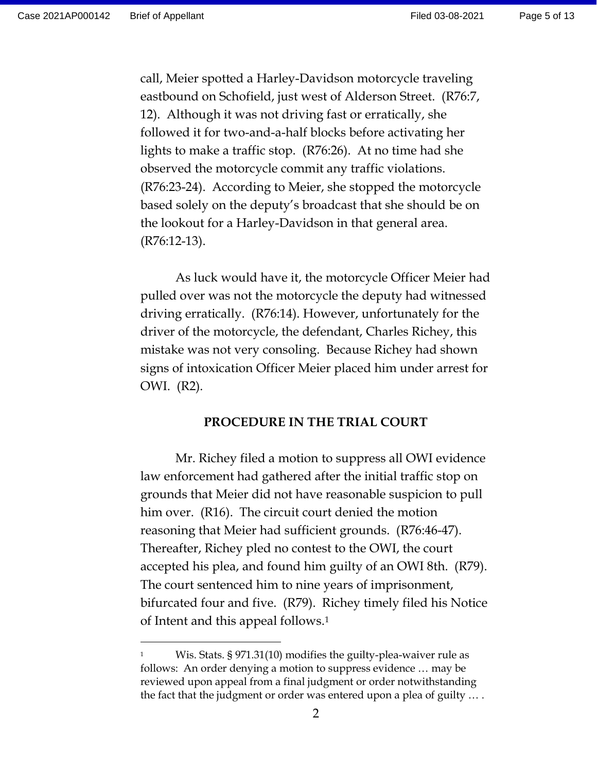call, Meier spotted a Harley-Davidson motorcycle traveling eastbound on Schofield, just west of Alderson Street. (R76:7, 12). Although it was not driving fast or erratically, she followed it for two-and-a-half blocks before activating her lights to make a traffic stop. (R76:26). At no time had she observed the motorcycle commit any traffic violations. (R76:23-24). According to Meier, she stopped the motorcycle based solely on the deputy's broadcast that she should be on the lookout for a Harley-Davidson in that general area. (R76:12-13).

As luck would have it, the motorcycle Officer Meier had pulled over was not the motorcycle the deputy had witnessed driving erratically. (R76:14). However, unfortunately for the driver of the motorcycle, the defendant, Charles Richey, this mistake was not very consoling. Because Richey had shown signs of intoxication Officer Meier placed him under arrest for OWI. (R2).

## PROCEDURE IN THE TRIAL COURT

Mr. Richey filed a motion to suppress all OWI evidence law enforcement had gathered after the initial traffic stop on grounds that Meier did not have reasonable suspicion to pull him over. (R16). The circuit court denied the motion reasoning that Meier had sufficient grounds. (R76:46-47). Thereafter, Richey pled no contest to the OWI, the court accepted his plea, and found him guilty of an OWI 8th. (R79). The court sentenced him to nine years of imprisonment, bifurcated four and five. (R79). Richey timely filed his Notice of Intent and this appeal follows.[1]

---

[1] Wis. Stats. § 971.31(10) modifies the guilty-plea-waiver rule as follows: An order denying a motion to suppress evidence … may be reviewed upon appeal from a final judgment or order notwithstanding the fact that the judgment or order was entered upon a plea of guilty … .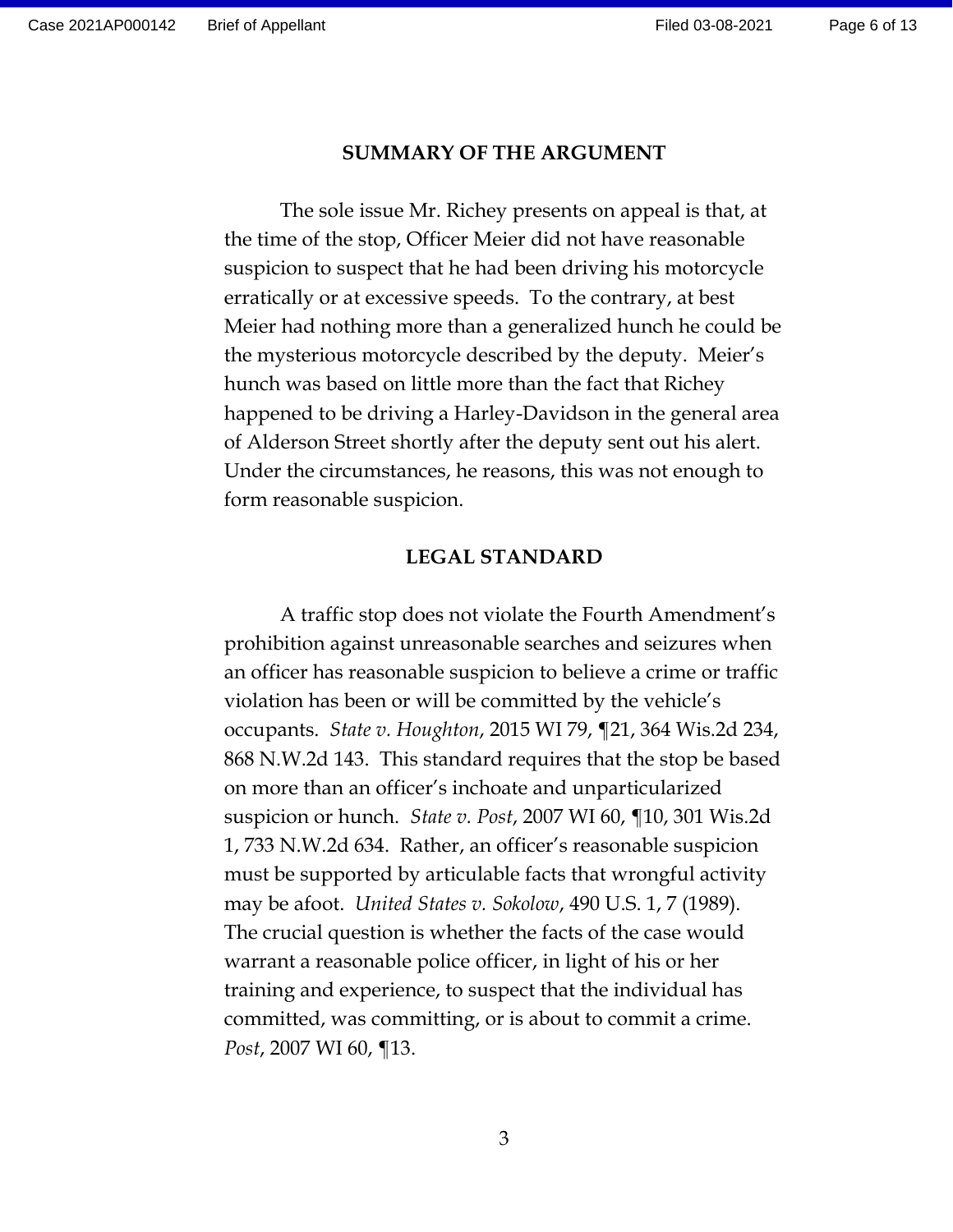## SUMMARY OF THE ARGUMENT

The sole issue Mr. Richey presents on appeal is that, at the time of the stop, Officer Meier did not have reasonable suspicion to suspect that he had been driving his motorcycle erratically or at excessive speeds. To the contrary, at best Meier had nothing more than a generalized hunch he could be the mysterious motorcycle described by the deputy. Meier's hunch was based on little more than the fact that Richey happened to be driving a Harley-Davidson in the general area of Alderson Street shortly after the deputy sent out his alert. Under the circumstances, he reasons, this was not enough to form reasonable suspicion.

## LEGAL STANDARD

A traffic stop does not violate the Fourth Amendment's prohibition against unreasonable searches and seizures when an officer has reasonable suspicion to believe a crime or traffic violation has been or will be committed by the vehicle's occupants. *State v. Houghton*, 2015 WI 79, ¶21, 364 Wis.2d 234, 868 N.W.2d 143. This standard requires that the stop be based on more than an officer's inchoate and unparticularized suspicion or hunch. *State v. Post*, 2007 WI 60, ¶10, 301 Wis.2d 1, 733 N.W.2d 634. Rather, an officer's reasonable suspicion must be supported by articulable facts that wrongful activity may be afoot. *United States v. Sokolow*, 490 U.S. 1, 7 (1989). The crucial question is whether the facts of the case would warrant a reasonable police officer, in light of his or her training and experience, to suspect that the individual has committed, was committing, or is about to commit a crime. *Post*, 2007 WI 60, ¶13.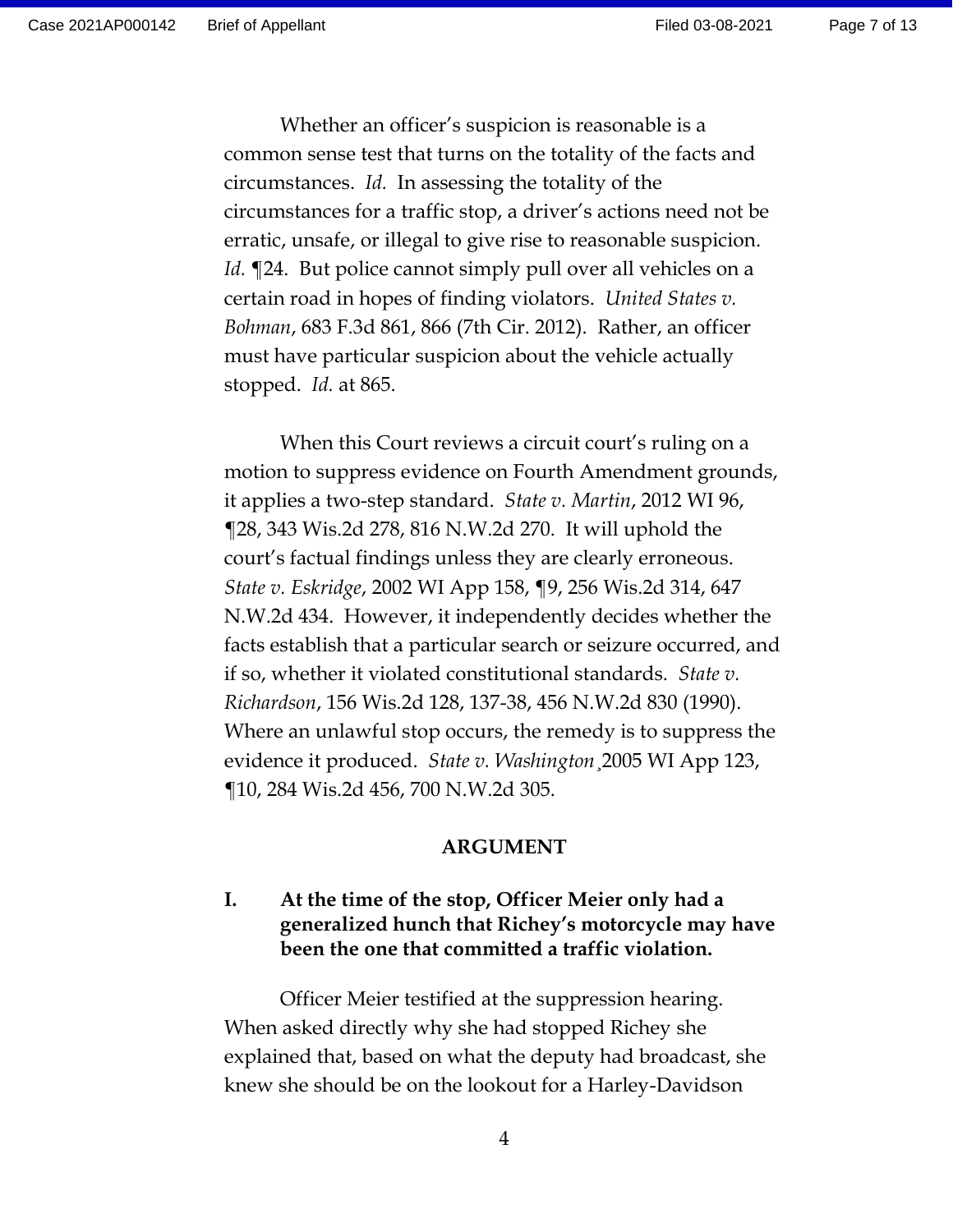Whether an officer's suspicion is reasonable is a common sense test that turns on the totality of the facts and circumstances. *Id.* In assessing the totality of the circumstances for a traffic stop, a driver's actions need not be erratic, unsafe, or illegal to give rise to reasonable suspicion. *Id.* ¶24. But police cannot simply pull over all vehicles on a certain road in hopes of finding violators. *United States v. Bohman*, 683 F.3d 861, 866 (7th Cir. 2012). Rather, an officer must have particular suspicion about the vehicle actually stopped. *Id.* at 865.

When this Court reviews a circuit court's ruling on a motion to suppress evidence on Fourth Amendment grounds, it applies a two-step standard. *State v. Martin*, 2012 WI 96, ¶28, 343 Wis.2d 278, 816 N.W.2d 270. It will uphold the court's factual findings unless they are clearly erroneous. *State v. Eskridge*, 2002 WI App 158, ¶9, 256 Wis.2d 314, 647 N.W.2d 434. However, it independently decides whether the facts establish that a particular search or seizure occurred, and if so, whether it violated constitutional standards. *State v. Richardson*, 156 Wis.2d 128, 137-38, 456 N.W.2d 830 (1990). Where an unlawful stop occurs, the remedy is to suppress the evidence it produced. *State v. Washington*¸2005 WI App 123, ¶10, 284 Wis.2d 456, 700 N.W.2d 305.

## ARGUMENT

### I. At the time of the stop, Officer Meier only had a generalized hunch that Richey's motorcycle may have been the one that committed a traffic violation.

Officer Meier testified at the suppression hearing. When asked directly why she had stopped Richey she explained that, based on what the deputy had broadcast, she knew she should be on the lookout for a Harley-Davidson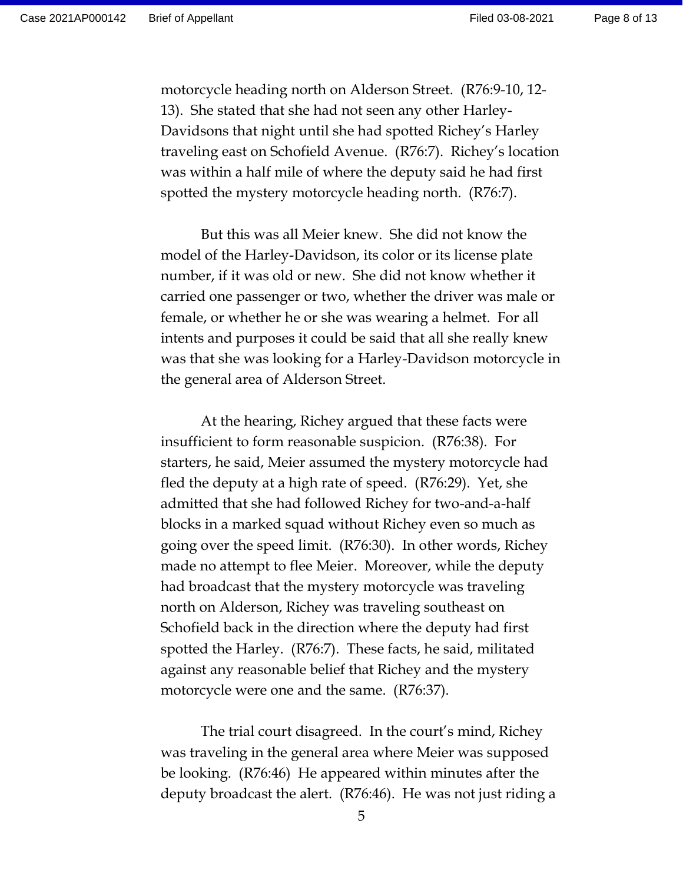motorcycle heading north on Alderson Street. (R76:9-10, 12-13). She stated that she had not seen any other Harley-Davidsons that night until she had spotted Richey's Harley traveling east on Schofield Avenue. (R76:7). Richey's location was within a half mile of where the deputy said he had first spotted the mystery motorcycle heading north. (R76:7).

But this was all Meier knew. She did not know the model of the Harley-Davidson, its color or its license plate number, if it was old or new. She did not know whether it carried one passenger or two, whether the driver was male or female, or whether he or she was wearing a helmet. For all intents and purposes it could be said that all she really knew was that she was looking for a Harley-Davidson motorcycle in the general area of Alderson Street.

At the hearing, Richey argued that these facts were insufficient to form reasonable suspicion. (R76:38). For starters, he said, Meier assumed the mystery motorcycle had fled the deputy at a high rate of speed. (R76:29). Yet, she admitted that she had followed Richey for two-and-a-half blocks in a marked squad without Richey even so much as going over the speed limit. (R76:30). In other words, Richey made no attempt to flee Meier. Moreover, while the deputy had broadcast that the mystery motorcycle was traveling north on Alderson, Richey was traveling southeast on Schofield back in the direction where the deputy had first spotted the Harley. (R76:7). These facts, he said, militated against any reasonable belief that Richey and the mystery motorcycle were one and the same. (R76:37).

The trial court disagreed. In the court's mind, Richey was traveling in the general area where Meier was supposed be looking. (R76:46) He appeared within minutes after the deputy broadcast the alert. (R76:46). He was not just riding a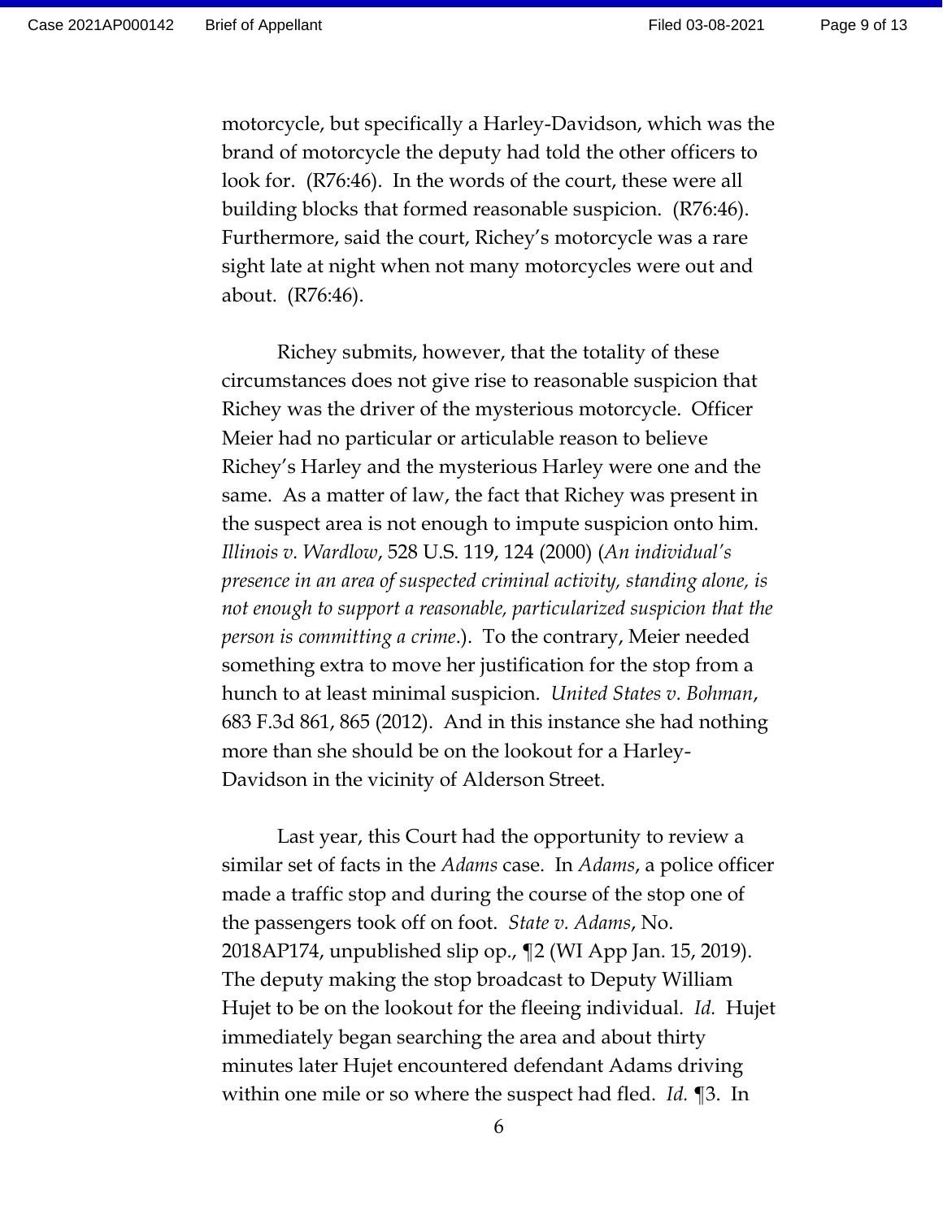motorcycle, but specifically a Harley-Davidson, which was the brand of motorcycle the deputy had told the other officers to look for. (R76:46). In the words of the court, these were all building blocks that formed reasonable suspicion. (R76:46). Furthermore, said the court, Richey's motorcycle was a rare sight late at night when not many motorcycles were out and about. (R76:46).

Richey submits, however, that the totality of these circumstances does not give rise to reasonable suspicion that Richey was the driver of the mysterious motorcycle. Officer Meier had no particular or articulable reason to believe Richey's Harley and the mysterious Harley were one and the same. As a matter of law, the fact that Richey was present in the suspect area is not enough to impute suspicion onto him. *Illinois v. Wardlow*, 528 U.S. 119, 124 (2000) (*An individual's presence in an area of suspected criminal activity, standing alone, is not enough to support a reasonable, particularized suspicion that the person is committing a crime*.). To the contrary, Meier needed something extra to move her justification for the stop from a hunch to at least minimal suspicion. *United States v. Bohman*, 683 F.3d 861, 865 (2012). And in this instance she had nothing more than she should be on the lookout for a Harley-Davidson in the vicinity of Alderson Street.

Last year, this Court had the opportunity to review a similar set of facts in the *Adams* case. In *Adams*, a police officer made a traffic stop and during the course of the stop one of the passengers took off on foot. *State v. Adams*, No. 2018AP174, unpublished slip op., ¶2 (WI App Jan. 15, 2019). The deputy making the stop broadcast to Deputy William Hujet to be on the lookout for the fleeing individual. *Id.* Hujet immediately began searching the area and about thirty minutes later Hujet encountered defendant Adams driving within one mile or so where the suspect had fled. *Id.* ¶3. In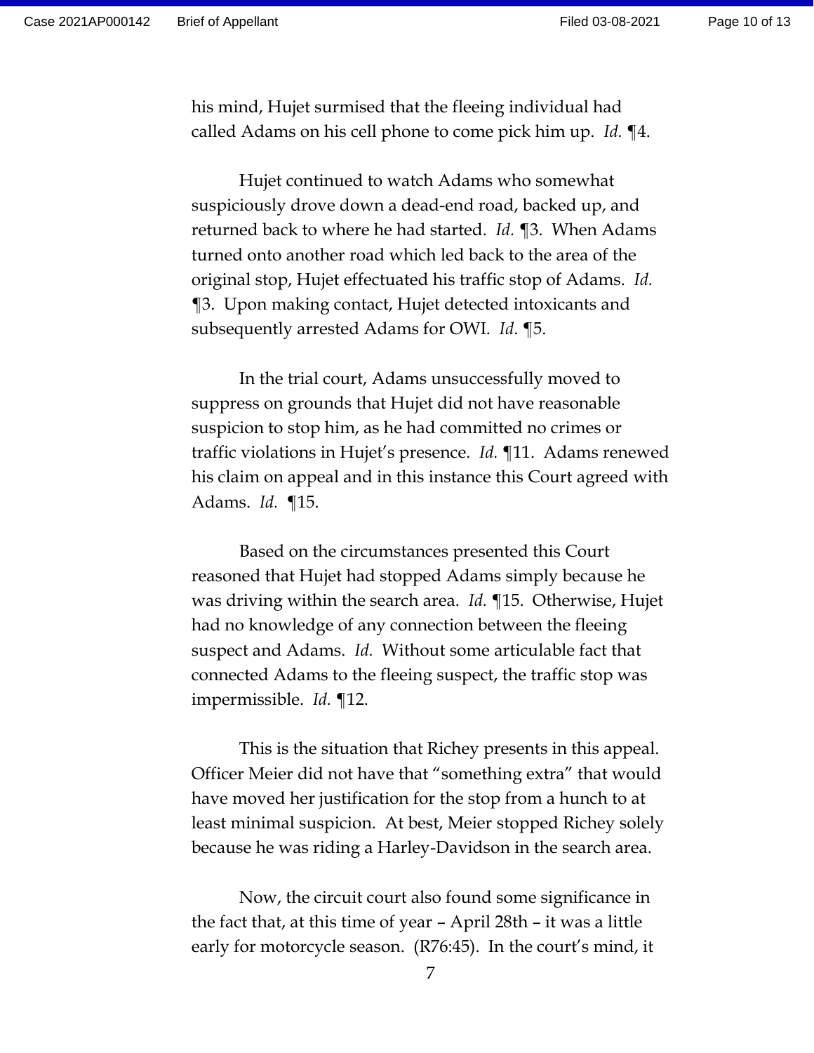his mind, Hujet surmised that the fleeing individual had called Adams on his cell phone to come pick him up. *Id.* ¶4.

Hujet continued to watch Adams who somewhat suspiciously drove down a dead-end road, backed up, and returned back to where he had started. *Id.* ¶3. When Adams turned onto another road which led back to the area of the original stop, Hujet effectuated his traffic stop of Adams. *Id.* ¶3. Upon making contact, Hujet detected intoxicants and subsequently arrested Adams for OWI. *Id.* ¶5.

In the trial court, Adams unsuccessfully moved to suppress on grounds that Hujet did not have reasonable suspicion to stop him, as he had committed no crimes or traffic violations in Hujet's presence. *Id.* ¶11. Adams renewed his claim on appeal and in this instance this Court agreed with Adams. *Id.* ¶15.

Based on the circumstances presented this Court reasoned that Hujet had stopped Adams simply because he was driving within the search area. *Id.* ¶15. Otherwise, Hujet had no knowledge of any connection between the fleeing suspect and Adams. *Id.* Without some articulable fact that connected Adams to the fleeing suspect, the traffic stop was impermissible. *Id.* ¶12.

This is the situation that Richey presents in this appeal. Officer Meier did not have that "something extra" that would have moved her justification for the stop from a hunch to at least minimal suspicion. At best, Meier stopped Richey solely because he was riding a Harley-Davidson in the search area.

Now, the circuit court also found some significance in the fact that, at this time of year – April 28th – it was a little early for motorcycle season. (R76:45). In the court's mind, it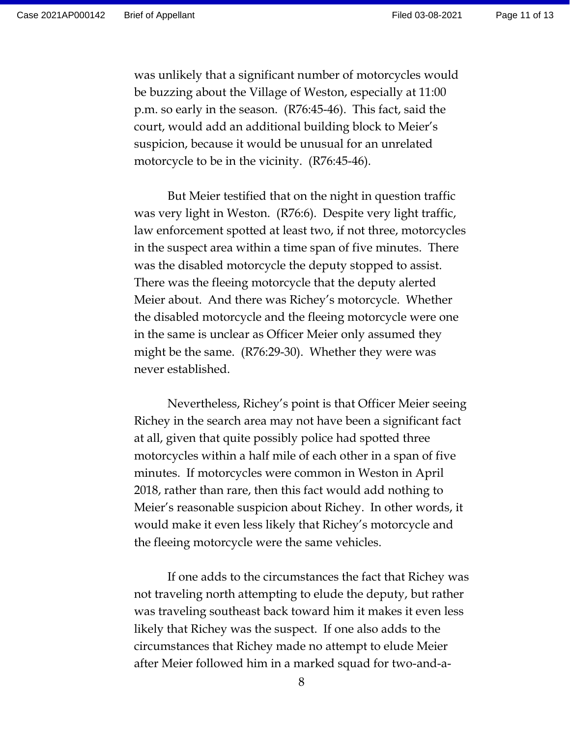was unlikely that a significant number of motorcycles would be buzzing about the Village of Weston, especially at 11:00 p.m. so early in the season. (R76:45-46). This fact, said the court, would add an additional building block to Meier's suspicion, because it would be unusual for an unrelated motorcycle to be in the vicinity. (R76:45-46).

But Meier testified that on the night in question traffic was very light in Weston. (R76:6). Despite very light traffic, law enforcement spotted at least two, if not three, motorcycles in the suspect area within a time span of five minutes. There was the disabled motorcycle the deputy stopped to assist. There was the fleeing motorcycle that the deputy alerted Meier about. And there was Richey's motorcycle. Whether the disabled motorcycle and the fleeing motorcycle were one in the same is unclear as Officer Meier only assumed they might be the same. (R76:29-30). Whether they were was never established.

Nevertheless, Richey's point is that Officer Meier seeing Richey in the search area may not have been a significant fact at all, given that quite possibly police had spotted three motorcycles within a half mile of each other in a span of five minutes. If motorcycles were common in Weston in April 2018, rather than rare, then this fact would add nothing to Meier's reasonable suspicion about Richey. In other words, it would make it even less likely that Richey's motorcycle and the fleeing motorcycle were the same vehicles.

If one adds to the circumstances the fact that Richey was not traveling north attempting to elude the deputy, but rather was traveling southeast back toward him it makes it even less likely that Richey was the suspect. If one also adds to the circumstances that Richey made no attempt to elude Meier after Meier followed him in a marked squad for two-and-a-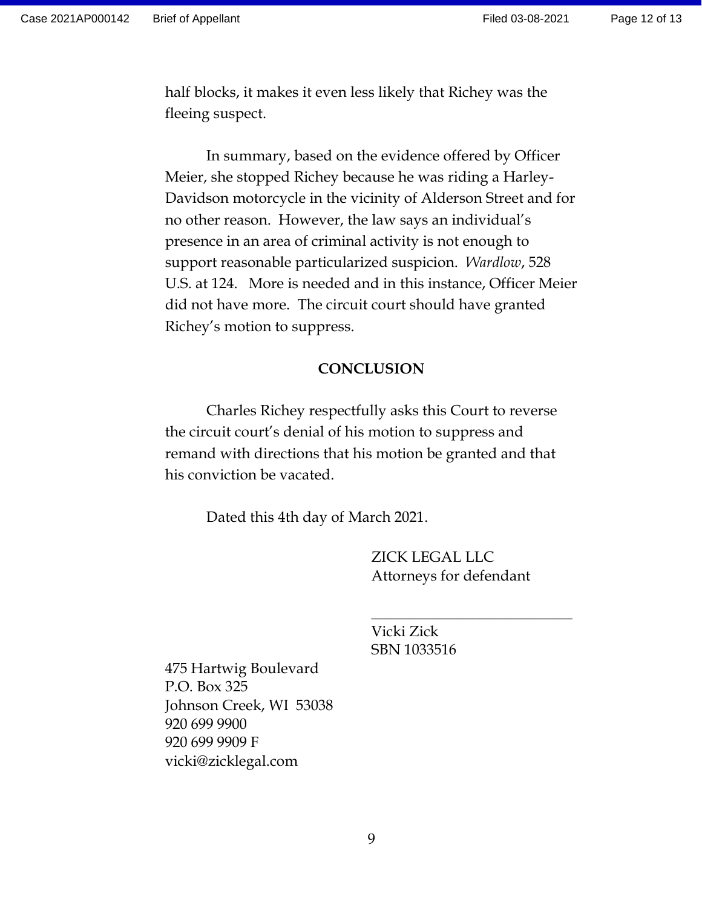half blocks, it makes it even less likely that Richey was the fleeing suspect.

In summary, based on the evidence offered by Officer Meier, she stopped Richey because he was riding a Harley-Davidson motorcycle in the vicinity of Alderson Street and for no other reason. However, the law says an individual's presence in an area of criminal activity is not enough to support reasonable particularized suspicion. *Wardlow*, 528 U.S. at 124. More is needed and in this instance, Officer Meier did not have more. The circuit court should have granted Richey's motion to suppress.

## CONCLUSION

Charles Richey respectfully asks this Court to reverse the circuit court's denial of his motion to suppress and remand with directions that his motion be granted and that his conviction be vacated.

Dated this 4th day of March 2021.

ZICK LEGAL LLC
Attorneys for defendant

\_\_\_\_\_\_\_\_\_\_\_\_\_\_\_\_\_\_\_\_\_\_\_\_\_\_\_\_
Vicki Zick
SBN 1033516

475 Hartwig Boulevard
P.O. Box 325
Johnson Creek, WI 53038
920 699 9900
920 699 9909 F
vicki@zicklegal.com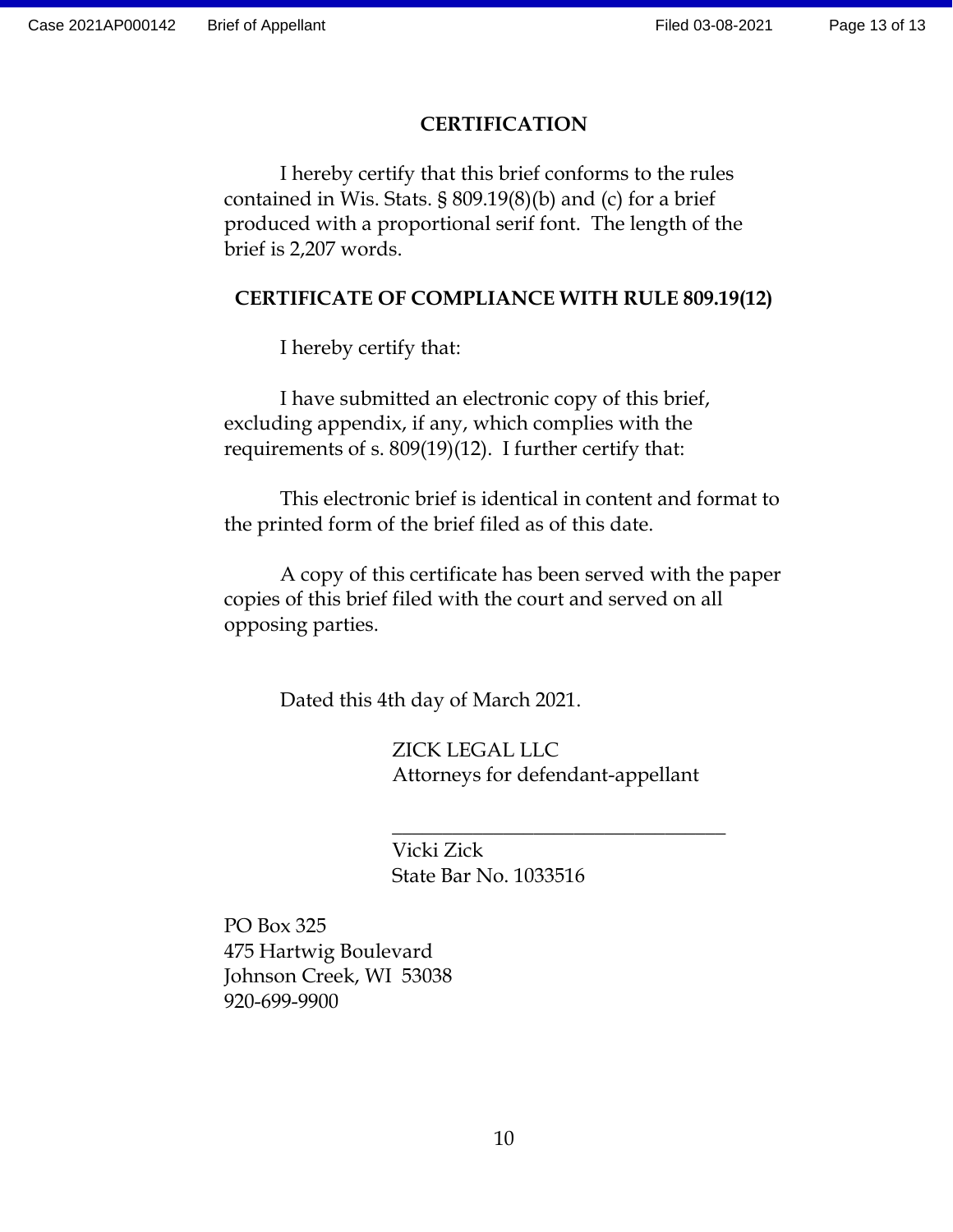## CERTIFICATION

I hereby certify that this brief conforms to the rules contained in Wis. Stats. § 809.19(8)(b) and (c) for a brief produced with a proportional serif font. The length of the brief is 2,207 words.

## CERTIFICATE OF COMPLIANCE WITH RULE 809.19(12)

I hereby certify that:

I have submitted an electronic copy of this brief, excluding appendix, if any, which complies with the requirements of s. 809(19)(12). I further certify that:

This electronic brief is identical in content and format to the printed form of the brief filed as of this date.

A copy of this certificate has been served with the paper copies of this brief filed with the court and served on all opposing parties.

Dated this 4th day of March 2021.

ZICK LEGAL LLC
Attorneys for defendant-appellant

\_\_\_\_\_\_\_\_\_\_\_\_\_\_\_\_\_\_\_\_\_\_\_\_\_\_\_\_\_\_\_\_\_\_
Vicki Zick
State Bar No. 1033516

PO Box 325
475 Hartwig Boulevard
Johnson Creek, WI 53038
920-699-9900